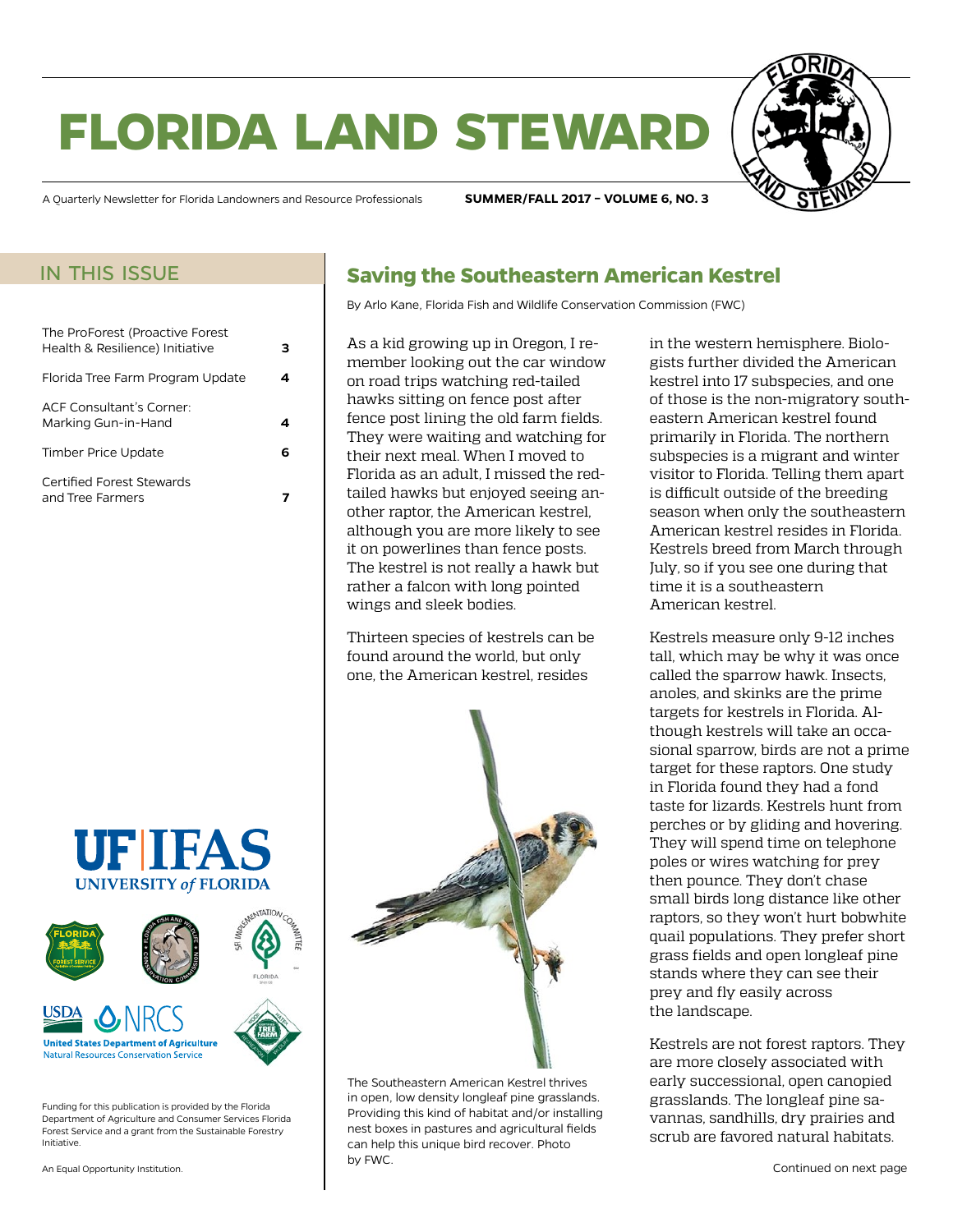# FLORIDA LAND STEWARD

A Quarterly Newsletter for Florida Landowners and Resource Professionals **SUMMER/FALL 2017 – VOLUME 6, NO. 3**

## IN THIS ISSUE

| | |
|---|---|
| The ProForest (Proactive Forest Health & Resilience) Initiative | **3** |
| Florida Tree Farm Program Update | **4** |
| ACF Consultant's Corner: Marking Gun-in-Hand | **4** |
| Timber Price Update | **6** |
| Certified Forest Stewards and Tree Farmers | **7** |

Funding for this publication is provided by the Florida Department of Agriculture and Consumer Services Florida Forest Service and a grant from the Sustainable Forestry Initiative.

An Equal Opportunity Institution.

## Saving the Southeastern American Kestrel

By Arlo Kane, Florida Fish and Wildlife Conservation Commission (FWC)

As a kid growing up in Oregon, I remember looking out the car window on road trips watching red-tailed hawks sitting on fence post after fence post lining the old farm fields. They were waiting and watching for their next meal. When I moved to Florida as an adult, I missed the red-tailed hawks but enjoyed seeing another raptor, the American kestrel, although you are more likely to see it on powerlines than fence posts. The kestrel is not really a hawk but rather a falcon with long pointed wings and sleek bodies.

Thirteen species of kestrels can be found around the world, but only one, the American kestrel, resides in the western hemisphere. Biologists further divided the American kestrel into 17 subspecies, and one of those is the non-migratory southeastern American kestrel found primarily in Florida. The northern subspecies is a migrant and winter visitor to Florida. Telling them apart is difficult outside of the breeding season when only the southeastern American kestrel resides in Florida. Kestrels breed from March through July, so if you see one during that time it is a southeastern American kestrel.

The Southeastern American Kestrel thrives in open, low density longleaf pine grasslands. Providing this kind of habitat and/or installing nest boxes in pastures and agricultural fields can help this unique bird recover. Photo by FWC.

Kestrels measure only 9-12 inches tall, which may be why it was once called the sparrow hawk. Insects, anoles, and skinks are the prime targets for kestrels in Florida. Although kestrels will take an occasional sparrow, birds are not a prime target for these raptors. One study in Florida found they had a fond taste for lizards. Kestrels hunt from perches or by gliding and hovering. They will spend time on telephone poles or wires watching for prey then pounce. They don't chase small birds long distance like other raptors, so they won't hurt bobwhite quail populations. They prefer short grass fields and open longleaf pine stands where they can see their prey and fly easily across the landscape.

Kestrels are not forest raptors. They are more closely associated with early successional, open canopied grasslands. The longleaf pine savannas, sandhills, dry prairies and scrub are favored natural habitats.

Continued on next page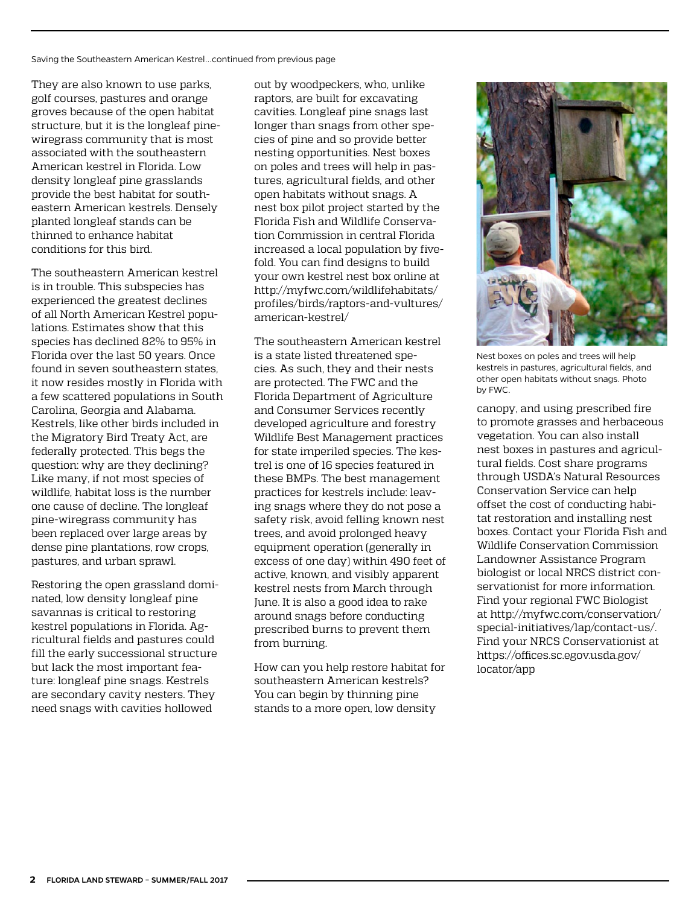Saving the Southeastern American Kestrel...continued from previous page

They are also known to use parks, golf courses, pastures and orange groves because of the open habitat structure, but it is the longleaf pine-wiregrass community that is most associated with the southeastern American kestrel in Florida. Low density longleaf pine grasslands provide the best habitat for southeastern American kestrels. Densely planted longleaf stands can be thinned to enhance habitat conditions for this bird.

The southeastern American kestrel is in trouble. This subspecies has experienced the greatest declines of all North American Kestrel populations. Estimates show that this species has declined 82% to 95% in Florida over the last 50 years. Once found in seven southeastern states, it now resides mostly in Florida with a few scattered populations in South Carolina, Georgia and Alabama. Kestrels, like other birds included in the Migratory Bird Treaty Act, are federally protected. This begs the question: why are they declining? Like many, if not most species of wildlife, habitat loss is the number one cause of decline. The longleaf pine-wiregrass community has been replaced over large areas by dense pine plantations, row crops, pastures, and urban sprawl.

Restoring the open grassland dominated, low density longleaf pine savannas is critical to restoring kestrel populations in Florida. Agricultural fields and pastures could fill the early successional structure but lack the most important feature: longleaf pine snags. Kestrels are secondary cavity nesters. They need snags with cavities hollowed out by woodpeckers, who, unlike raptors, are built for excavating cavities. Longleaf pine snags last longer than snags from other species of pine and so provide better nesting opportunities. Nest boxes on poles and trees will help in pastures, agricultural fields, and other open habitats without snags. A nest box pilot project started by the Florida Fish and Wildlife Conservation Commission in central Florida increased a local population by five-fold. You can find designs to build your own kestrel nest box online at http://myfwc.com/wildlifehabitats/profiles/birds/raptors-and-vultures/american-kestrel/

The southeastern American kestrel is a state listed threatened species. As such, they and their nests are protected. The FWC and the Florida Department of Agriculture and Consumer Services recently developed agriculture and forestry Wildlife Best Management practices for state imperiled species. The kestrel is one of 16 species featured in these BMPs. The best management practices for kestrels include: leaving snags where they do not pose a safety risk, avoid felling known nest trees, and avoid prolonged heavy equipment operation (generally in excess of one day) within 490 feet of active, known, and visibly apparent kestrel nests from March through June. It is also a good idea to rake around snags before conducting prescribed burns to prevent them from burning.

How can you help restore habitat for southeastern American kestrels? You can begin by thinning pine stands to a more open, low density canopy, and using prescribed fire to promote grasses and herbaceous vegetation. You can also install nest boxes in pastures and agricultural fields. Cost share programs through USDA's Natural Resources Conservation Service can help offset the cost of conducting habitat restoration and installing nest boxes. Contact your Florida Fish and Wildlife Conservation Commission Landowner Assistance Program biologist or local NRCS district conservationist for more information. Find your regional FWC Biologist at http://myfwc.com/conservation/special-initiatives/lap/contact-us/. Find your NRCS Conservationist at https://offices.sc.egov.usda.gov/locator/app

Nest boxes on poles and trees will help kestrels in pastures, agricultural fields, and other open habitats without snags. Photo by FWC.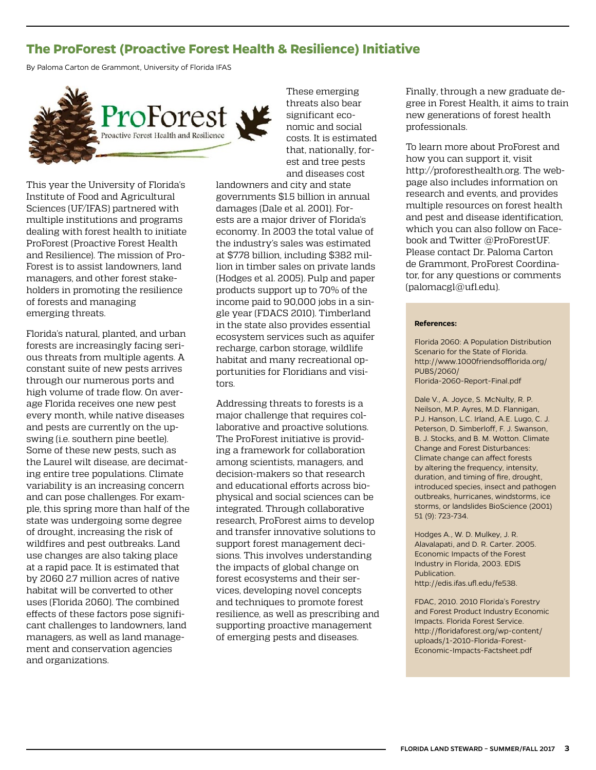## The ProForest (Proactive Forest Health & Resilience) Initiative

By Paloma Carton de Grammont, University of Florida IFAS

This year the University of Florida's Institute of Food and Agricultural Sciences (UF/IFAS) partnered with multiple institutions and programs dealing with forest health to initiate ProForest (Proactive Forest Health and Resilience). The mission of ProForest is to assist landowners, land managers, and other forest stakeholders in promoting the resilience of forests and managing emerging threats.

Florida's natural, planted, and urban forests are increasingly facing serious threats from multiple agents. A constant suite of new pests arrives through our numerous ports and high volume of trade flow. On average Florida receives one new pest every month, while native diseases and pests are currently on the upswing (i.e. southern pine beetle). Some of these new pests, such as the Laurel wilt disease, are decimating entire tree populations. Climate variability is an increasing concern and can pose challenges. For example, this spring more than half of the state was undergoing some degree of drought, increasing the risk of wildfires and pest outbreaks. Land use changes are also taking place at a rapid pace. It is estimated that by 2060 2.7 million acres of native habitat will be converted to other uses (Florida 2060). The combined effects of these factors pose significant challenges to landowners, land managers, as well as land management and conservation agencies and organizations.

These emerging threats also bear significant economic and social costs. It is estimated that, nationally, forest and tree pests and diseases cost landowners and city and state governments $1.5 billion in annual damages (Dale et al. 2001). Forests are a major driver of Florida's economy. In 2003 the total value of the industry's sales was estimated at $7.78 billion, including $382 million in timber sales on private lands (Hodges et al. 2005). Pulp and paper products support up to 70% of the income paid to 90,000 jobs in a single year (FDACS 2010). Timberland in the state also provides essential ecosystem services such as aquifer recharge, carbon storage, wildlife habitat and many recreational opportunities for Floridians and visitors.

Addressing threats to forests is a major challenge that requires collaborative and proactive solutions. The ProForest initiative is providing a framework for collaboration among scientists, managers, and decision-makers so that research and educational efforts across biophysical and social sciences can be integrated. Through collaborative research, ProForest aims to develop and transfer innovative solutions to support forest management decisions. This involves understanding the impacts of global change on forest ecosystems and their services, developing novel concepts and techniques to promote forest resilience, as well as prescribing and supporting proactive management of emerging pests and diseases.

Finally, through a new graduate degree in Forest Health, it aims to train new generations of forest health professionals.

To learn more about ProForest and how you can support it, visit http://proforesthealth.org. The webpage also includes information on research and events, and provides multiple resources on forest health and pest and disease identification, which you can also follow on Facebook and Twitter @ProForestUF. Please contact Dr. Paloma Carton de Grammont, ProForest Coordinator, for any questions or comments (palomacgl@ufl.edu).

**References:**

Florida 2060: A Population Distribution Scenario for the State of Florida. http://www.1000friendsofflorida.org/PUBS/2060/Florida-2060-Report-Final.pdf

Dale V., A. Joyce, S. McNulty, R. P. Neilson, M.P. Ayres, M.D. Flannigan, P.J. Hanson, L.C. Irland, A.E. Lugo, C. J. Peterson, D. Simberloff, F. J. Swanson, B. J. Stocks, and B. M. Wotton. Climate Change and Forest Disturbances: Climate change can affect forests by altering the frequency, intensity, duration, and timing of fire, drought, introduced species, insect and pathogen outbreaks, hurricanes, windstorms, ice storms, or landslides BioScience (2001) 51 (9): 723-734.

Hodges A., W. D. Mulkey, J. R. Alavalapati, and D. R. Carter. 2005. Economic Impacts of the Forest Industry in Florida, 2003. EDIS Publication. http://edis.ifas.ufl.edu/fe538.

FDAC, 2010. 2010 Florida's Forestry and Forest Product Industry Economic Impacts. Florida Forest Service. http://floridaforest.org/wp-content/uploads/1-2010-Florida-Forest-Economic-Impacts-Factsheet.pdf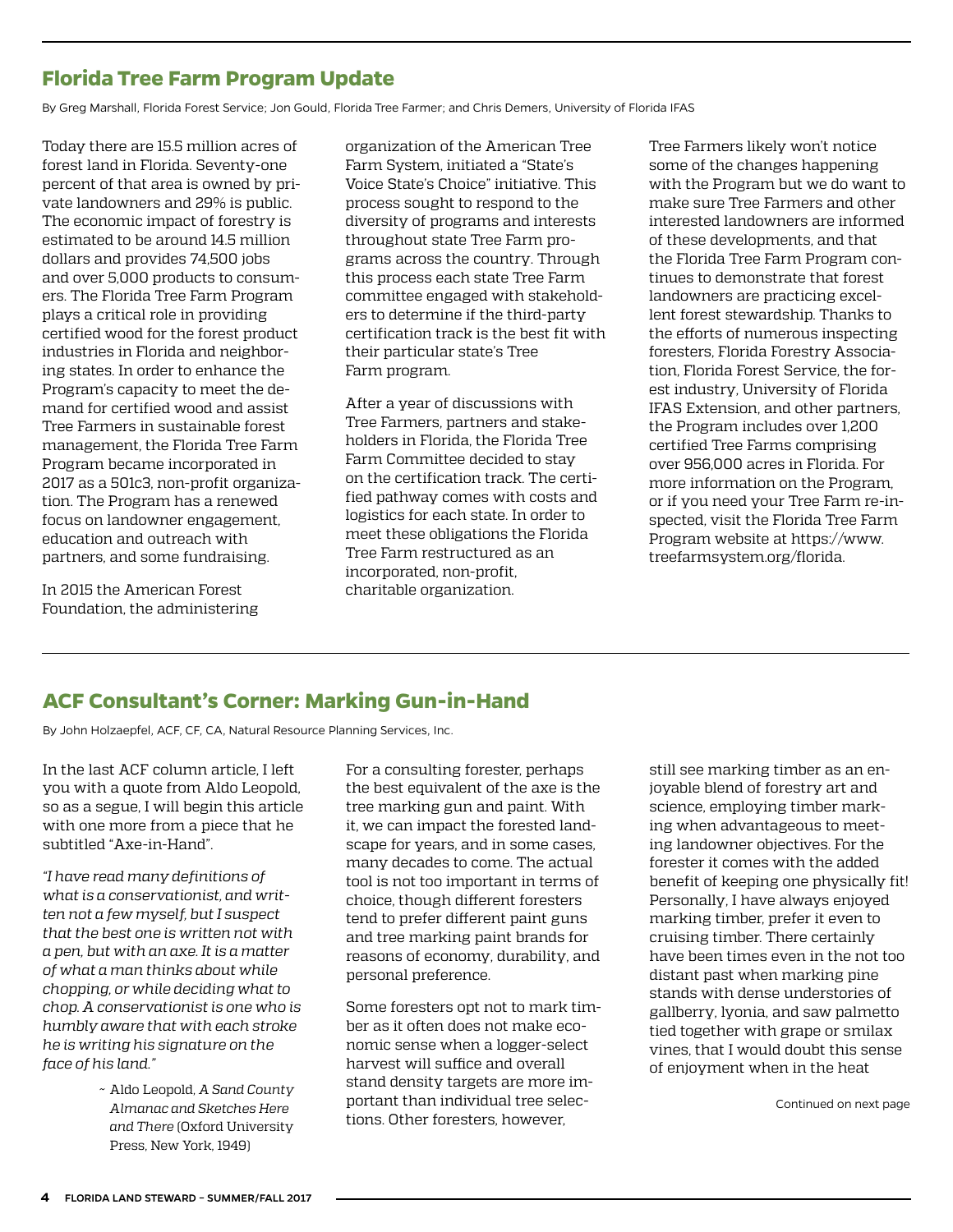## Florida Tree Farm Program Update

By Greg Marshall, Florida Forest Service; Jon Gould, Florida Tree Farmer; and Chris Demers, University of Florida IFAS

Today there are 15.5 million acres of forest land in Florida. Seventy-one percent of that area is owned by private landowners and 29% is public. The economic impact of forestry is estimated to be around 14.5 million dollars and provides 74,500 jobs and over 5,000 products to consumers. The Florida Tree Farm Program plays a critical role in providing certified wood for the forest product industries in Florida and neighboring states. In order to enhance the Program's capacity to meet the demand for certified wood and assist Tree Farmers in sustainable forest management, the Florida Tree Farm Program became incorporated in 2017 as a 501c3, non-profit organization. The Program has a renewed focus on landowner engagement, education and outreach with partners, and some fundraising.

In 2015 the American Forest Foundation, the administering organization of the American Tree Farm System, initiated a "State's Voice State's Choice" initiative. This process sought to respond to the diversity of programs and interests throughout state Tree Farm programs across the country. Through this process each state Tree Farm committee engaged with stakeholders to determine if the third-party certification track is the best fit with their particular state's Tree Farm program.

After a year of discussions with Tree Farmers, partners and stakeholders in Florida, the Florida Tree Farm Committee decided to stay on the certification track. The certified pathway comes with costs and logistics for each state. In order to meet these obligations the Florida Tree Farm restructured as an incorporated, non-profit, charitable organization.

Tree Farmers likely won't notice some of the changes happening with the Program but we do want to make sure Tree Farmers and other interested landowners are informed of these developments, and that the Florida Tree Farm Program continues to demonstrate that forest landowners are practicing excellent forest stewardship. Thanks to the efforts of numerous inspecting foresters, Florida Forestry Association, Florida Forest Service, the forest industry, University of Florida IFAS Extension, and other partners, the Program includes over 1,200 certified Tree Farms comprising over 956,000 acres in Florida. For more information on the Program, or if you need your Tree Farm re-inspected, visit the Florida Tree Farm Program website at https://www.treefarmsystem.org/florida.

## ACF Consultant's Corner: Marking Gun-in-Hand

By John Holzaepfel, ACF, CF, CA, Natural Resource Planning Services, Inc.

In the last ACF column article, I left you with a quote from Aldo Leopold, so as a segue, I will begin this article with one more from a piece that he subtitled "Axe-in-Hand".

*"I have read many definitions of what is a conservationist, and written not a few myself, but I suspect that the best one is written not with a pen, but with an axe. It is a matter of what a man thinks about while chopping, or while deciding what to chop. A conservationist is one who is humbly aware that with each stroke he is writing his signature on the face of his land."*

~ Aldo Leopold, *A Sand County Almanac and Sketches Here and There* (Oxford University Press, New York, 1949)

For a consulting forester, perhaps the best equivalent of the axe is the tree marking gun and paint. With it, we can impact the forested landscape for years, and in some cases, many decades to come. The actual tool is not too important in terms of choice, though different foresters tend to prefer different paint guns and tree marking paint brands for reasons of economy, durability, and personal preference.

Some foresters opt not to mark timber as it often does not make economic sense when a logger-select harvest will suffice and overall stand density targets are more important than individual tree selections. Other foresters, however, still see marking timber as an enjoyable blend of forestry art and science, employing timber marking when advantageous to meeting landowner objectives. For the forester it comes with the added benefit of keeping one physically fit! Personally, I have always enjoyed marking timber, prefer it even to cruising timber. There certainly have been times even in the not too distant past when marking pine stands with dense understories of gallberry, lyonia, and saw palmetto tied together with grape or smilax vines, that I would doubt this sense of enjoyment when in the heat

Continued on next page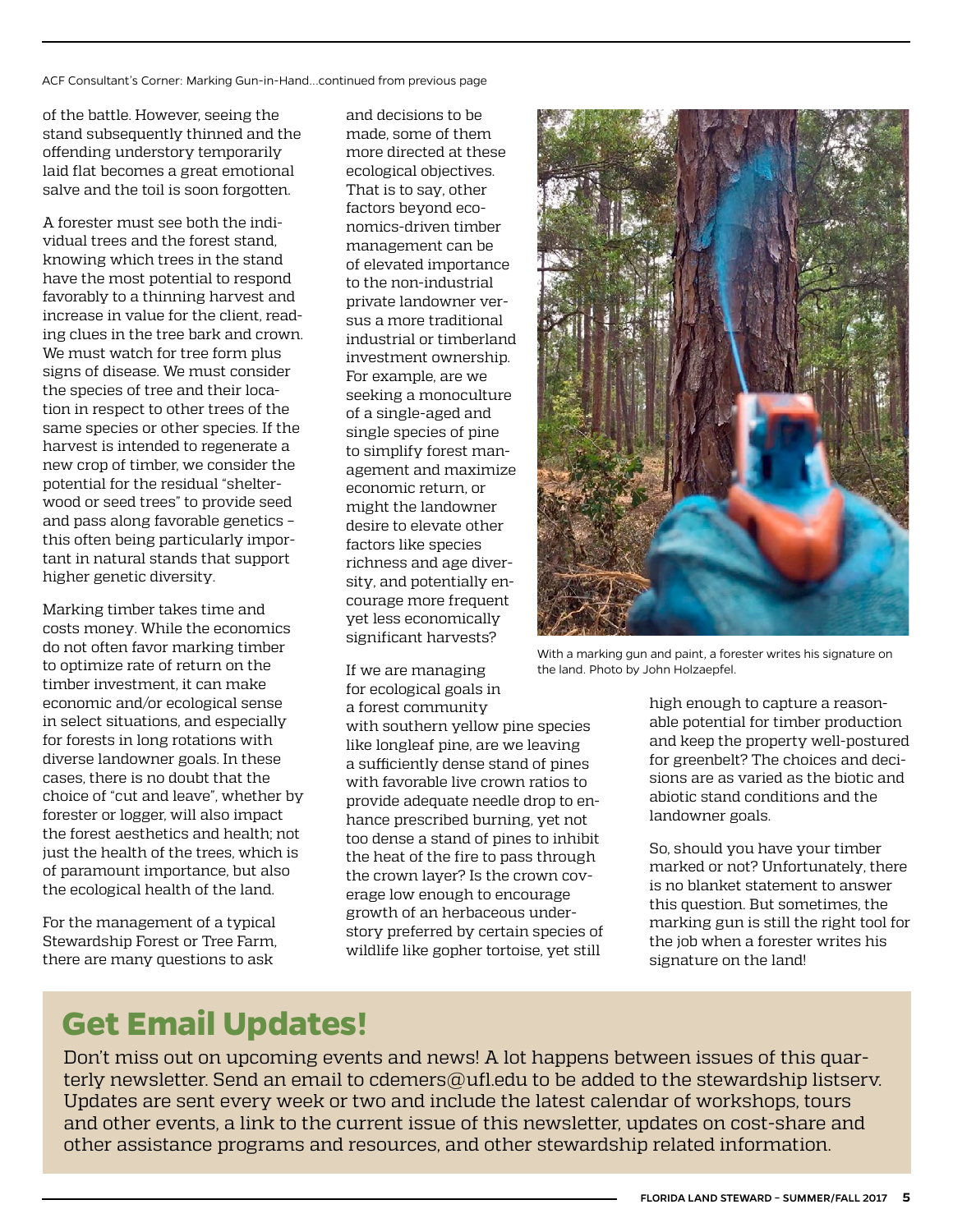ACF Consultant's Corner: Marking Gun-in-Hand...continued from previous page

of the battle. However, seeing the stand subsequently thinned and the offending understory temporarily laid flat becomes a great emotional salve and the toil is soon forgotten.

A forester must see both the individual trees and the forest stand, knowing which trees in the stand have the most potential to respond favorably to a thinning harvest and increase in value for the client, reading clues in the tree bark and crown. We must watch for tree form plus signs of disease. We must consider the species of tree and their location in respect to other trees of the same species or other species. If the harvest is intended to regenerate a new crop of timber, we consider the potential for the residual "shelterwood or seed trees" to provide seed and pass along favorable genetics – this often being particularly important in natural stands that support higher genetic diversity.

Marking timber takes time and costs money. While the economics do not often favor marking timber to optimize rate of return on the timber investment, it can make economic and/or ecological sense in select situations, and especially for forests in long rotations with diverse landowner goals. In these cases, there is no doubt that the choice of "cut and leave", whether by forester or logger, will also impact the forest aesthetics and health; not just the health of the trees, which is of paramount importance, but also the ecological health of the land.

For the management of a typical Stewardship Forest or Tree Farm, there are many questions to ask and decisions to be made, some of them more directed at these ecological objectives. That is to say, other factors beyond economics-driven timber management can be of elevated importance to the non-industrial private landowner versus a more traditional industrial or timberland investment ownership. For example, are we seeking a monoculture of a single-aged and single species of pine to simplify forest management and maximize economic return, or might the landowner desire to elevate other factors like species richness and age diversity, and potentially encourage more frequent yet less economically significant harvests?

If we are managing for ecological goals in a forest community with southern yellow pine species like longleaf pine, are we leaving a sufficiently dense stand of pines with favorable live crown ratios to provide adequate needle drop to enhance prescribed burning, yet not too dense a stand of pines to inhibit the heat of the fire to pass through the crown layer? Is the crown coverage low enough to encourage growth of an herbaceous understory preferred by certain species of wildlife like gopher tortoise, yet still high enough to capture a reasonable potential for timber production and keep the property well-postured for greenbelt? The choices and decisions are as varied as the biotic and abiotic stand conditions and the landowner goals.

So, should you have your timber marked or not? Unfortunately, there is no blanket statement to answer this question. But sometimes, the marking gun is still the right tool for the job when a forester writes his signature on the land!

With a marking gun and paint, a forester writes his signature on the land. Photo by John Holzaepfel.

## Get Email Updates!

Don't miss out on upcoming events and news! A lot happens between issues of this quarterly newsletter. Send an email to cdemers@ufl.edu to be added to the stewardship listserv. Updates are sent every week or two and include the latest calendar of workshops, tours and other events, a link to the current issue of this newsletter, updates on cost-share and other assistance programs and resources, and other stewardship related information.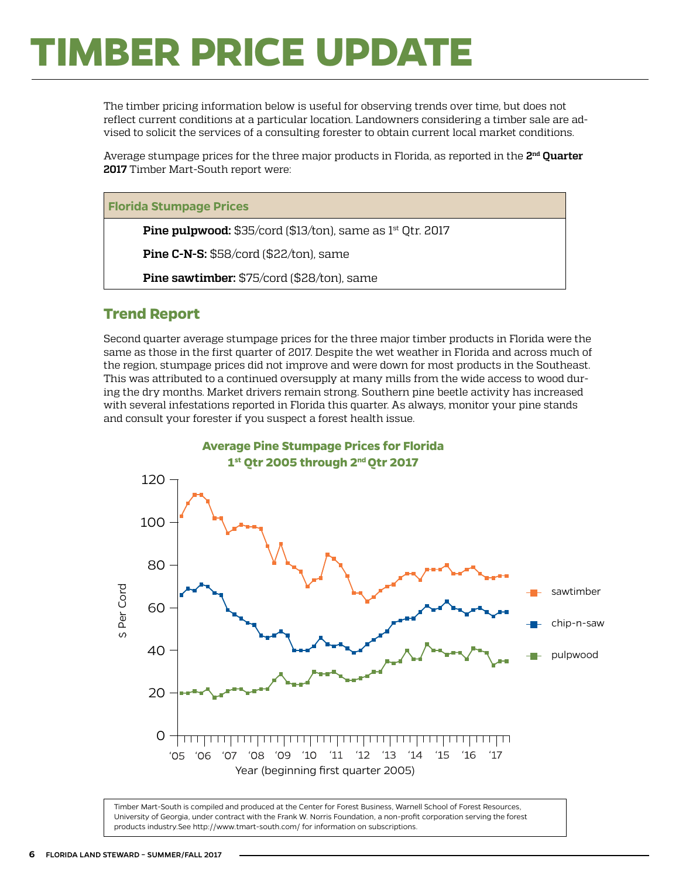# TIMBER PRICE UPDATE

The timber pricing information below is useful for observing trends over time, but does not reflect current conditions at a particular location. Landowners considering a timber sale are advised to solicit the services of a consulting forester to obtain current local market conditions.

Average stumpage prices for the three major products in Florida, as reported in the **2nd Quarter 2017** Timber Mart-South report were:

| Florida Stumpage Prices |
|---|
| **Pine pulpwood:** \$35/cord (\$13/ton), same as 1st Qtr. 2017 |
| **Pine C-N-S:** \$58/cord (\$22/ton), same |
| **Pine sawtimber:** \$75/cord (\$28/ton), same |

## Trend Report

Second quarter average stumpage prices for the three major timber products in Florida were the same as those in the first quarter of 2017. Despite the wet weather in Florida and across much of the region, stumpage prices did not improve and were down for most products in the Southeast. This was attributed to a continued oversupply at many mills from the wide access to wood during the dry months. Market drivers remain strong. Southern pine beetle activity has increased with several infestations reported in Florida this quarter. As always, monitor your pine stands and consult your forester if you suspect a forest health issue.

**Average Pine Stumpage Prices for Florida**
**1st Qtr 2005 through 2nd Qtr 2017**

Timber Mart-South is compiled and produced at the Center for Forest Business, Warnell School of Forest Resources, University of Georgia, under contract with the Frank W. Norris Foundation, a non-profit corporation serving the forest products industry.See http://www.tmart-south.com/ for information on subscriptions.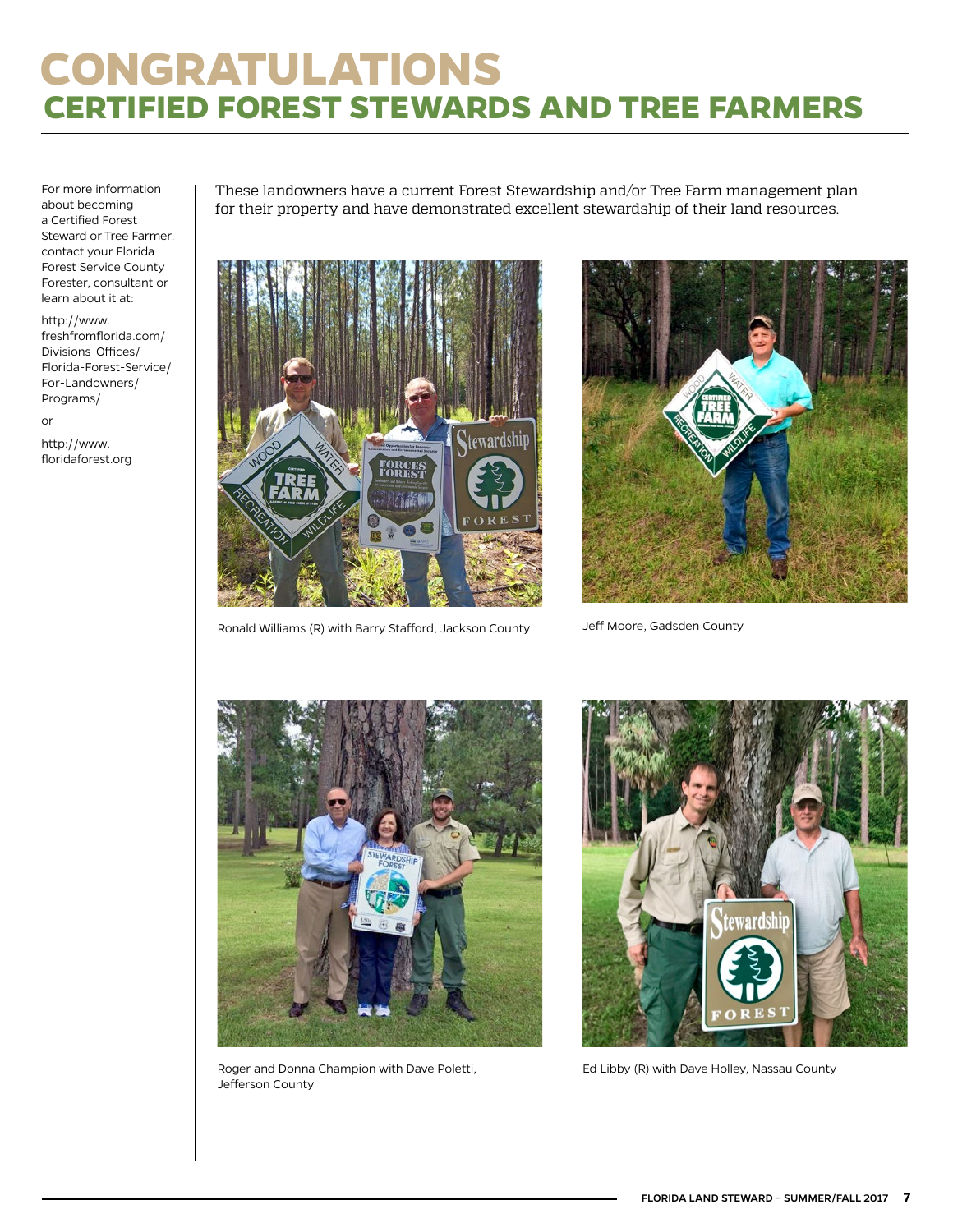# CONGRATULATIONS

## CERTIFIED FOREST STEWARDS AND TREE FARMERS

For more information about becoming a Certified Forest Steward or Tree Farmer, contact your Florida Forest Service County Forester, consultant or learn about it at:

http://www.freshfromflorida.com/Divisions-Offices/Florida-Forest-Service/For-Landowners/Programs/

or

http://www.floridaforest.org

These landowners have a current Forest Stewardship and/or Tree Farm management plan for their property and have demonstrated excellent stewardship of their land resources.

Ronald Williams (R) with Barry Stafford, Jackson County

Jeff Moore, Gadsden County

Roger and Donna Champion with Dave Poletti, Jefferson County

Ed Libby (R) with Dave Holley, Nassau County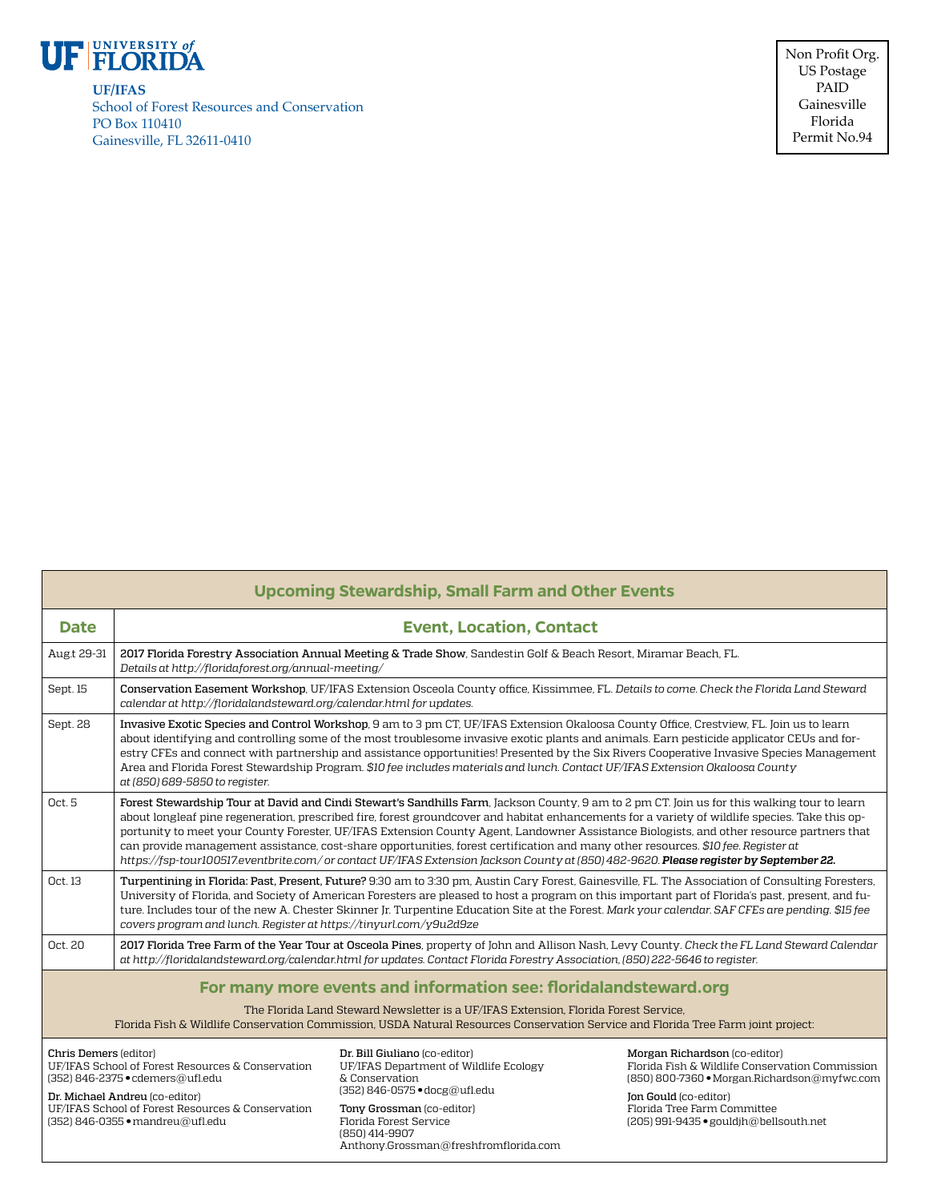UF | UNIVERSITY of FLORIDA

**UF/IFAS**
School of Forest Resources and Conservation
PO Box 110410
Gainesville, FL 32611-0410

Non Profit Org.
US Postage
PAID
Gainesville
Florida
Permit No.94

## Upcoming Stewardship, Small Farm and Other Events

| Date | Event, Location, Contact |
|---|---|
| Aug.t 29-31 | **2017 Florida Forestry Association Annual Meeting & Trade Show**, Sandestin Golf & Beach Resort, Miramar Beach, FL. *Details at http://floridaforest.org/annual-meeting/* |
| Sept. 15 | **Conservation Easement Workshop**, UF/IFAS Extension Osceola County office, Kissimmee, FL. *Details to come. Check the Florida Land Steward calendar at http://floridalandsteward.org/calendar.html for updates.* |
| Sept. 28 | **Invasive Exotic Species and Control Workshop**, 9 am to 3 pm CT, UF/IFAS Extension Okaloosa County Office, Crestview, FL. Join us to learn about identifying and controlling some of the most troublesome invasive exotic plants and animals. Earn pesticide applicator CEUs and forestry CFEs and connect with partnership and assistance opportunities! Presented by the Six Rivers Cooperative Invasive Species Management Area and Florida Forest Stewardship Program. *$10 fee includes materials and lunch. Contact UF/IFAS Extension Okaloosa County at (850) 689-5850 to register.* |
| Oct. 5 | **Forest Stewardship Tour at David and Cindi Stewart's Sandhills Farm**, Jackson County, 9 am to 2 pm CT. Join us for this walking tour to learn about longleaf pine regeneration, prescribed fire, forest groundcover and habitat enhancements for a variety of wildlife species. Take this opportunity to meet your County Forester, UF/IFAS Extension County Agent, Landowner Assistance Biologists, and other resource partners that can provide management assistance, cost-share opportunities, forest certification and many other resources. *$10 fee. Register at https://fsp-tour100517.eventbrite.com/ or contact UF/IFAS Extension Jackson County at (850) 482-9620.* ***Please register by September 22.*** |
| Oct. 13 | **Turpentining in Florida: Past, Present, Future?** 9:30 am to 3:30 pm, Austin Cary Forest, Gainesville, FL. The Association of Consulting Foresters, University of Florida, and Society of American Foresters are pleased to host a program on this important part of Florida's past, present, and future. Includes tour of the new A. Chester Skinner Jr. Turpentine Education Site at the Forest. *Mark your calendar. SAF CFEs are pending. $15 fee covers program and lunch. Register at https://tinyurl.com/y9u2d9ze* |
| Oct. 20 | **2017 Florida Tree Farm of the Year Tour at Osceola Pines**, property of John and Allison Nash, Levy County. *Check the FL Land Steward Calendar at http://floridalandsteward.org/calendar.html for updates. Contact Florida Forestry Association, (850) 222-5646 to register.* |

### For many more events and information see: floridalandsteward.org

The Florida Land Steward Newsletter is a UF/IFAS Extension, Florida Forest Service, Florida Fish & Wildlife Conservation Commission, USDA Natural Resources Conservation Service and Florida Tree Farm joint project:

**Chris Demers** (editor)
UF/IFAS School of Forest Resources & Conservation
(352) 846-2375 • cdemers@ufl.edu

**Dr. Michael Andreu** (co-editor)
UF/IFAS School of Forest Resources & Conservation
(352) 846-0355 • mandreu@ufl.edu

**Dr. Bill Giuliano** (co-editor)
UF/IFAS Department of Wildlife Ecology & Conservation
(352) 846-0575 • docg@ufl.edu

**Tony Grossman** (co-editor)
Florida Forest Service
(850) 414-9907
Anthony.Grossman@freshfromflorida.com

**Morgan Richardson** (co-editor)
Florida Fish & Wildlife Conservation Commission
(850) 800-7360 • Morgan.Richardson@myfwc.com

**Jon Gould** (co-editor)
Florida Tree Farm Committee
(205) 991-9435 • gouldjh@bellsouth.net